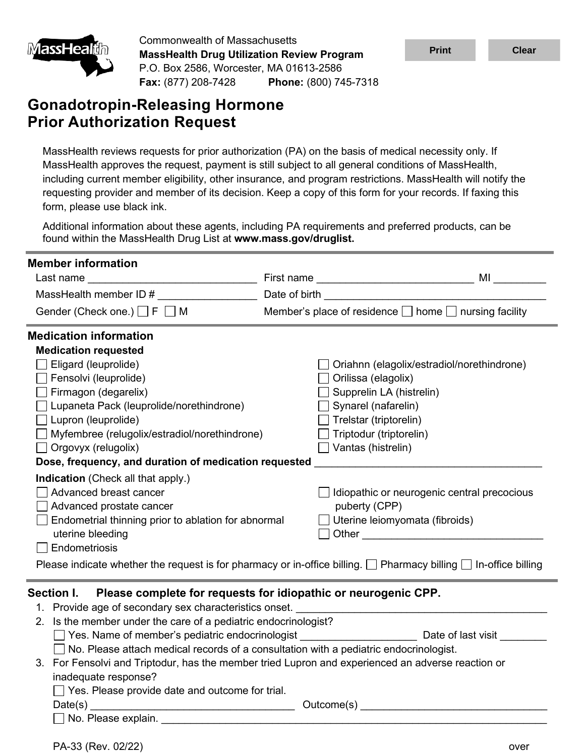Commonwealth of Massachusetts
**MassHealth Drug Utilization Review Program**
P.O. Box 2586, Worcester, MA 01613-2586
**Fax:** (877) 208-7428 **Phone:** (800) 745-7318

# Gonadotropin-Releasing Hormone Prior Authorization Request

MassHealth reviews requests for prior authorization (PA) on the basis of medical necessity only. If MassHealth approves the request, payment is still subject to all general conditions of MassHealth, including current member eligibility, other insurance, and program restrictions. MassHealth will notify the requesting provider and member of its decision. Keep a copy of this form for your records. If faxing this form, please use black ink.

Additional information about these agents, including PA requirements and preferred products, can be found within the MassHealth Drug List at **www.mass.gov/druglist.**

## Member information

Last name ____________________________ First name ___________________________ MI _________

MassHealth member ID # ________________ Date of birth ______________________________________

Gender (Check one.) ☐ F ☐ M Member's place of residence ☐ home ☐ nursing facility

## Medication information

**Medication requested**

- ☐ Eligard (leuprolide)
- ☐ Fensolvi (leuprolide)
- ☐ Firmagon (degarelix)
- ☐ Lupaneta Pack (leuprolide/norethindrone)
- ☐ Lupron (leuprolide)
- ☐ Myfembree (relugolix/estradiol/norethindrone)
- ☐ Orgovyx (relugolix)
- ☐ Oriahnn (elagolix/estradiol/norethindrone)
- ☐ Orilissa (elagolix)
- ☐ Supprelin LA (histrelin)
- ☐ Synarel (nafarelin)
- ☐ Trelstar (triptorelin)
- ☐ Triptodur (triptorelin)
- ☐ Vantas (histrelin)

**Dose, frequency, and duration of medication requested** ________________________________________

**Indication** (Check all that apply.)

- ☐ Advanced breast cancer
- ☐ Advanced prostate cancer
- ☐ Endometrial thinning prior to ablation for abnormal uterine bleeding
- ☐ Endometriosis
- ☐ Idiopathic or neurogenic central precocious puberty (CPP)
- ☐ Uterine leiomyomata (fibroids)
- ☐ Other ________________________________

Please indicate whether the request is for pharmacy or in-office billing. ☐ Pharmacy billing ☐ In-office billing

## Section I. Please complete for requests for idiopathic or neurogenic CPP.

1. Provide age of secondary sex characteristics onset. ___________________________________________
2. Is the member under the care of a pediatric endocrinologist?
   ☐ Yes. Name of member's pediatric endocrinologist ___________________ Date of last visit ________
   ☐ No. Please attach medical records of a consultation with a pediatric endocrinologist.
3. For Fensolvi and Triptodur, has the member tried Lupron and experienced an adverse reaction or inadequate response?
   ☐ Yes. Please provide date and outcome for trial.
   Date(s) ___________________________________ Outcome(s) ________________________________
   ☐ No. Please explain. _________________________________________________________________

PA-33 (Rev. 02/22) over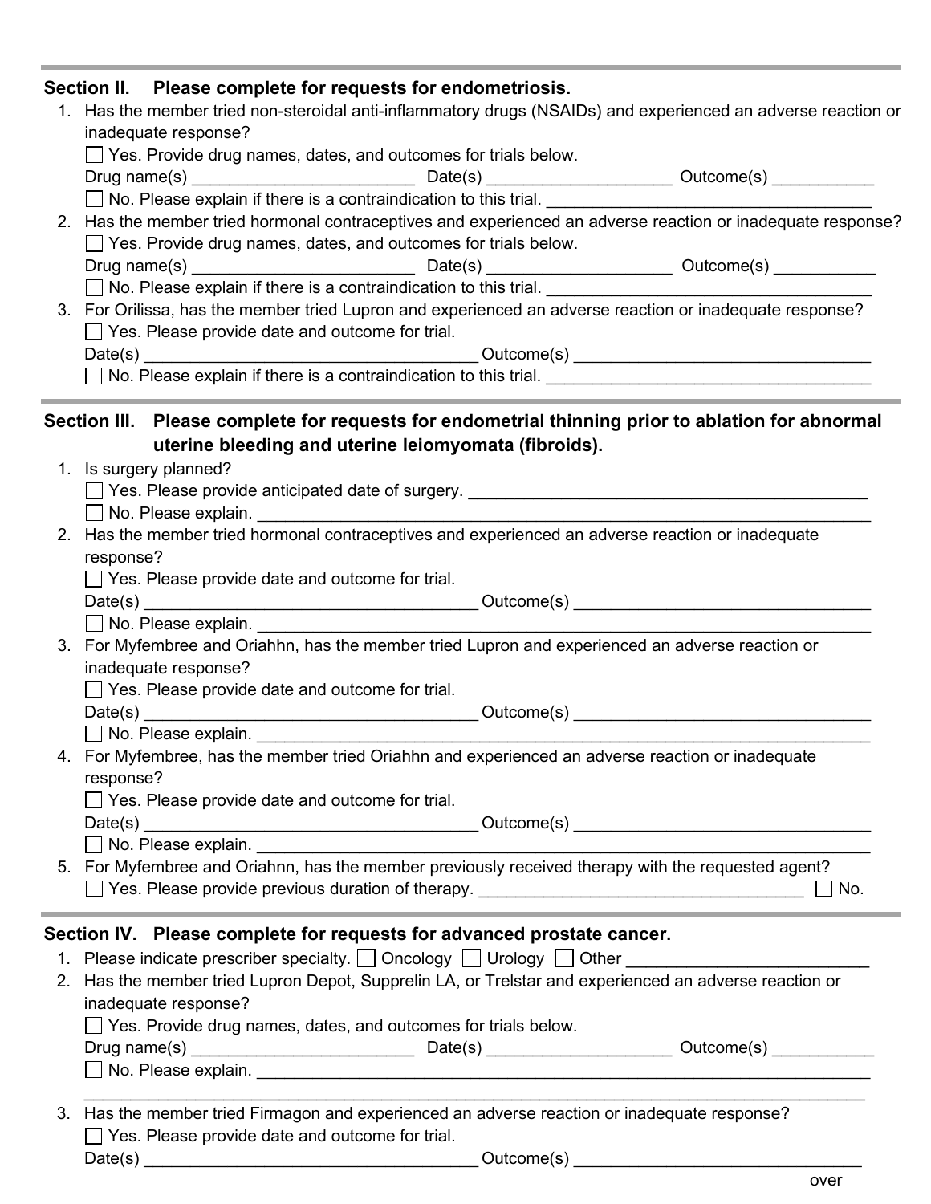## Section II. Please complete for requests for endometriosis.

1. Has the member tried non-steroidal anti-inflammatory drugs (NSAIDs) and experienced an adverse reaction or inadequate response?
   - ☐ Yes. Provide drug names, dates, and outcomes for trials below.
   
     Drug name(s) ________________________ Date(s) ____________________ Outcome(s) ___________
   - ☐ No. Please explain if there is a contraindication to this trial. ____________________________________
2. Has the member tried hormonal contraceptives and experienced an adverse reaction or inadequate response?
   - ☐ Yes. Provide drug names, dates, and outcomes for trials below.
   
     Drug name(s) ________________________ Date(s) ____________________ Outcome(s) ___________
   - ☐ No. Please explain if there is a contraindication to this trial. ____________________________________
3. For Orilissa, has the member tried Lupron and experienced an adverse reaction or inadequate response?
   - ☐ Yes. Please provide date and outcome for trial.
   
     Date(s) ____________________________________ Outcome(s) _________________________________
   - ☐ No. Please explain if there is a contraindication to this trial. ____________________________________

## Section III. Please complete for requests for endometrial thinning prior to ablation for abnormal uterine bleeding and uterine leiomyomata (fibroids).

1. Is surgery planned?
   - ☐ Yes. Please provide anticipated date of surgery. ____________________________________________
   - ☐ No. Please explain. ______________________________________________________________________
2. Has the member tried hormonal contraceptives and experienced an adverse reaction or inadequate response?
   - ☐ Yes. Please provide date and outcome for trial.
   
     Date(s) ____________________________________ Outcome(s) _________________________________
   - ☐ No. Please explain. ______________________________________________________________________
3. For Myfembree and Oriahnn, has the member tried Lupron and experienced an adverse reaction or inadequate response?
   - ☐ Yes. Please provide date and outcome for trial.
   
     Date(s) ____________________________________ Outcome(s) _________________________________
   - ☐ No. Please explain. ______________________________________________________________________
4. For Myfembree, has the member tried Oriahhn and experienced an adverse reaction or inadequate response?
   - ☐ Yes. Please provide date and outcome for trial.
   
     Date(s) ____________________________________ Outcome(s) _________________________________
   - ☐ No. Please explain. ______________________________________________________________________
5. For Myfembree and Oriahnn, has the member previously received therapy with the requested agent?
   - ☐ Yes. Please provide previous duration of therapy. ____________________________________ ☐ No.

## Section IV. Please complete for requests for advanced prostate cancer.

1. Please indicate prescriber specialty. ☐ Oncology ☐ Urology ☐ Other __________________________
2. Has the member tried Lupron Depot, Supprelin LA, or Trelstar and experienced an adverse reaction or inadequate response?
   - ☐ Yes. Provide drug names, dates, and outcomes for trials below.
   
     Drug name(s) ________________________ Date(s) ____________________ Outcome(s) ___________
   - ☐ No. Please explain. ______________________________________________________________________
   
     ______________________________________________________________________________________
3. Has the member tried Firmagon and experienced an adverse reaction or inadequate response?
   - ☐ Yes. Please provide date and outcome for trial.
   
     Date(s) ____________________________________ Outcome(s) _______________________________

over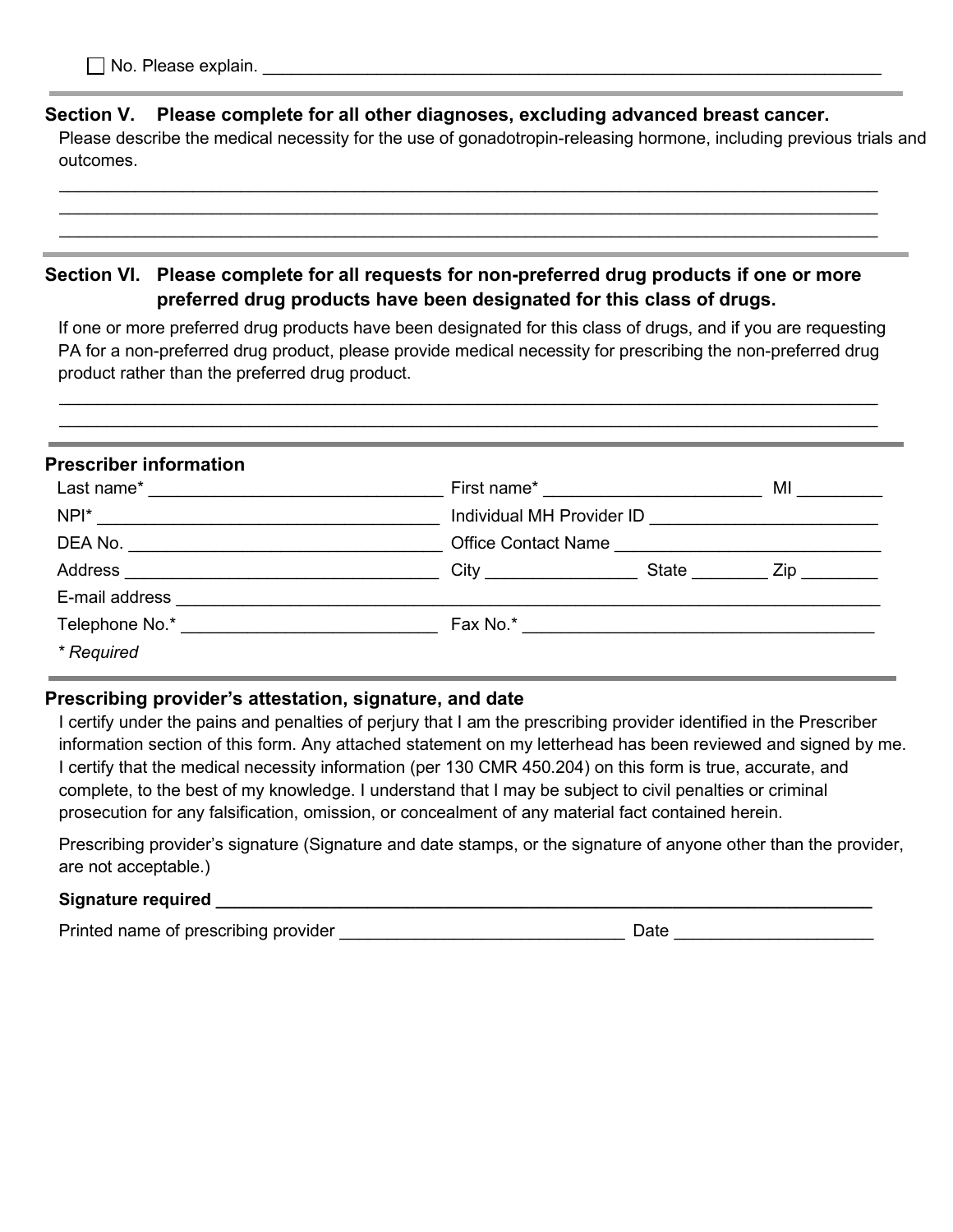☐ No. Please explain. ___________________________________________________________________

## Section V. Please complete for all other diagnoses, excluding advanced breast cancer.

Please describe the medical necessity for the use of gonadotropin-releasing hormone, including previous trials and outcomes.

_____________________________________________________________________________________
_____________________________________________________________________________________
_____________________________________________________________________________________

## Section VI. Please complete for all requests for non-preferred drug products if one or more preferred drug products have been designated for this class of drugs.

If one or more preferred drug products have been designated for this class of drugs, and if you are requesting PA for a non-preferred drug product, please provide medical necessity for prescribing the non-preferred drug product rather than the preferred drug product.

_____________________________________________________________________________________
_____________________________________________________________________________________

## Prescriber information

Last name* ______________________________ First name* ______________________ MI ________

NPI* __________________________________ Individual MH Provider ID ________________________

DEA No. _______________________________ Office Contact Name ___________________________

Address _______________________________ City _______________ State ________ Zip ________

E-mail address ___________________________________________________________________

Telephone No.* __________________________ Fax No.* ____________________________________

*\* Required*

## Prescribing provider's attestation, signature, and date

I certify under the pains and penalties of perjury that I am the prescribing provider identified in the Prescriber information section of this form. Any attached statement on my letterhead has been reviewed and signed by me. I certify that the medical necessity information (per 130 CMR 450.204) on this form is true, accurate, and complete, to the best of my knowledge. I understand that I may be subject to civil penalties or criminal prosecution for any falsification, omission, or concealment of any material fact contained herein.

Prescribing provider's signature (Signature and date stamps, or the signature of anyone other than the provider, are not acceptable.)

**Signature required** ________________________________________________________________

Printed name of prescribing provider _____________________________ Date ____________________